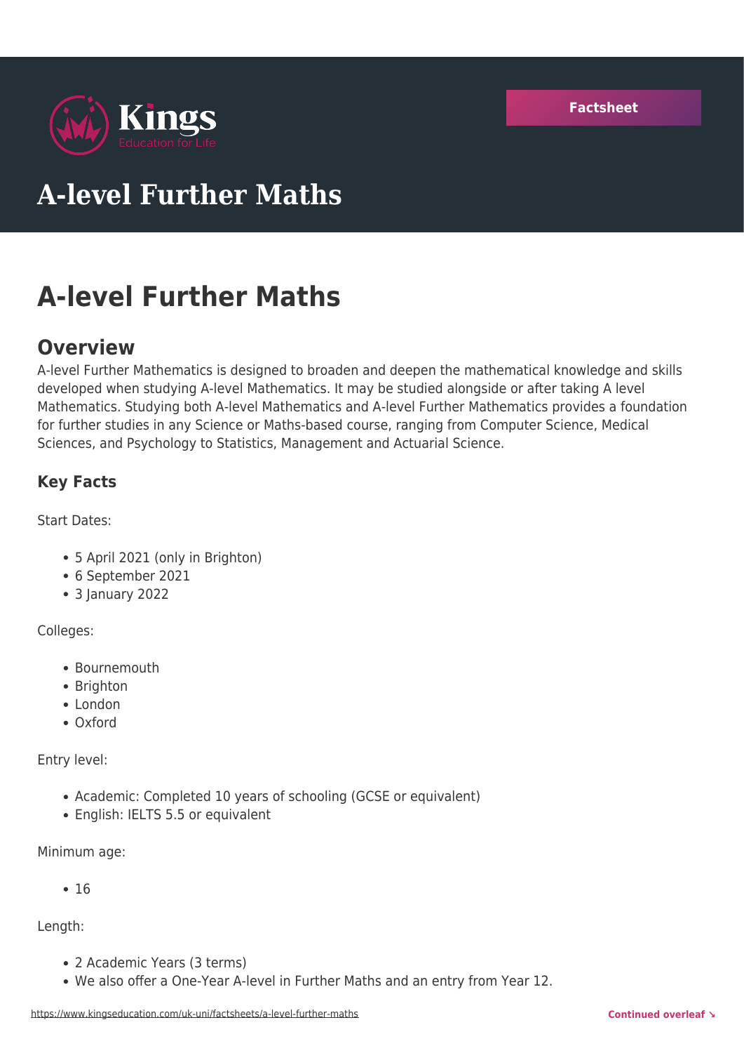Factsheet

# A-level Further Maths

# A-level Further Maths

## Overview

A-level Further Mathematics is designed to broaden and deepen the mathematical knowledge and skills developed when studying A-level Mathematics. It may be studied alongside or after taking A level Mathematics. Studying both A-level Mathematics and A-level Further Mathematics provides a foundation for further studies in any Science or Maths-based course, ranging from Computer Science, Medical Sciences, and Psychology to Statistics, Management and Actuarial Science.

### Key Facts

Start Dates:

- 5 April 2021 (only in Brighton)
- 6 September 2021
- 3 January 2022

Colleges:

- Bournemouth
- Brighton
- London
- Oxford

Entry level:

- Academic: Completed 10 years of schooling (GCSE or equivalent)
- English: IELTS 5.5 or equivalent

Minimum age:

- 16

Length:

- 2 Academic Years (3 terms)
- We also offer a One-Year A-level in Further Maths and an entry from Year 12.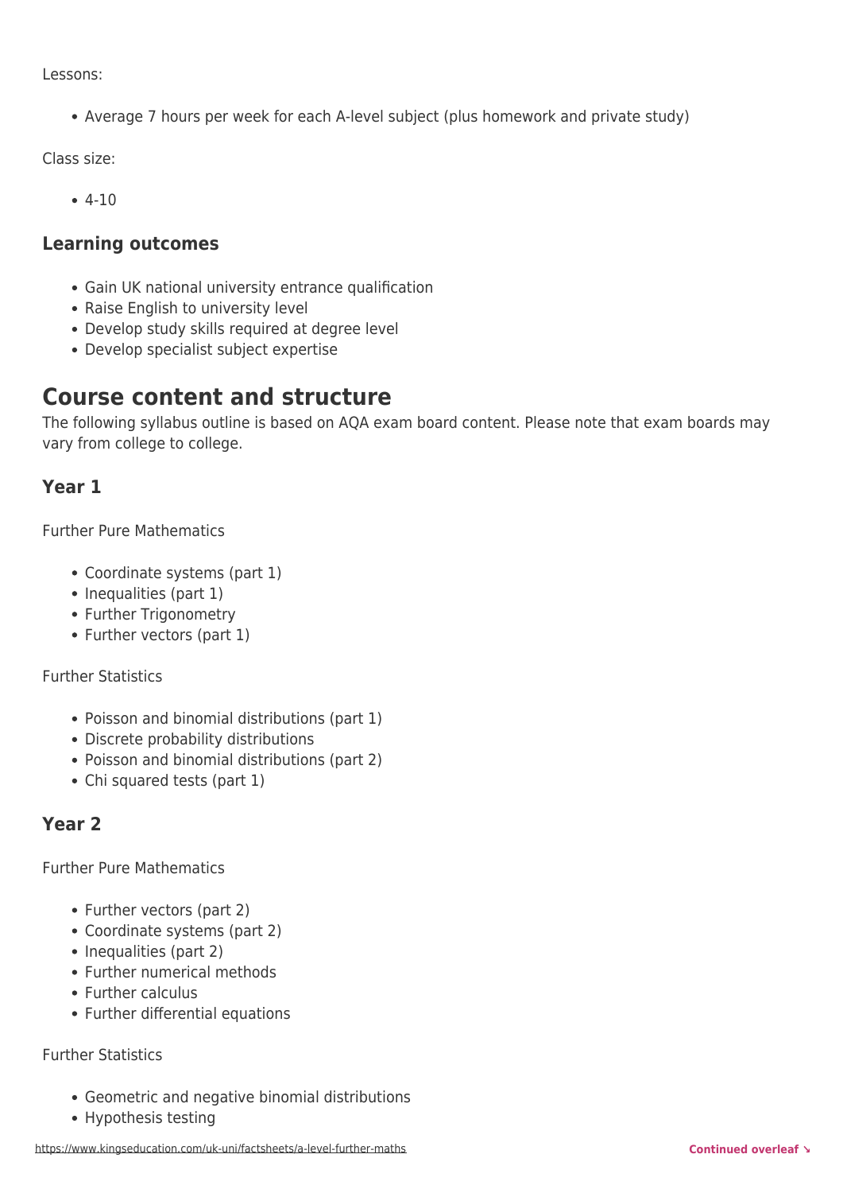Lessons:

- Average 7 hours per week for each A-level subject (plus homework and private study)

Class size:

- 4-10

### Learning outcomes

- Gain UK national university entrance qualification
- Raise English to university level
- Develop study skills required at degree level
- Develop specialist subject expertise

## Course content and structure

The following syllabus outline is based on AQA exam board content. Please note that exam boards may vary from college to college.

### Year 1

Further Pure Mathematics

- Coordinate systems (part 1)
- Inequalities (part 1)
- Further Trigonometry
- Further vectors (part 1)

Further Statistics

- Poisson and binomial distributions (part 1)
- Discrete probability distributions
- Poisson and binomial distributions (part 2)
- Chi squared tests (part 1)

### Year 2

Further Pure Mathematics

- Further vectors (part 2)
- Coordinate systems (part 2)
- Inequalities (part 2)
- Further numerical methods
- Further calculus
- Further differential equations

Further Statistics

- Geometric and negative binomial distributions
- Hypothesis testing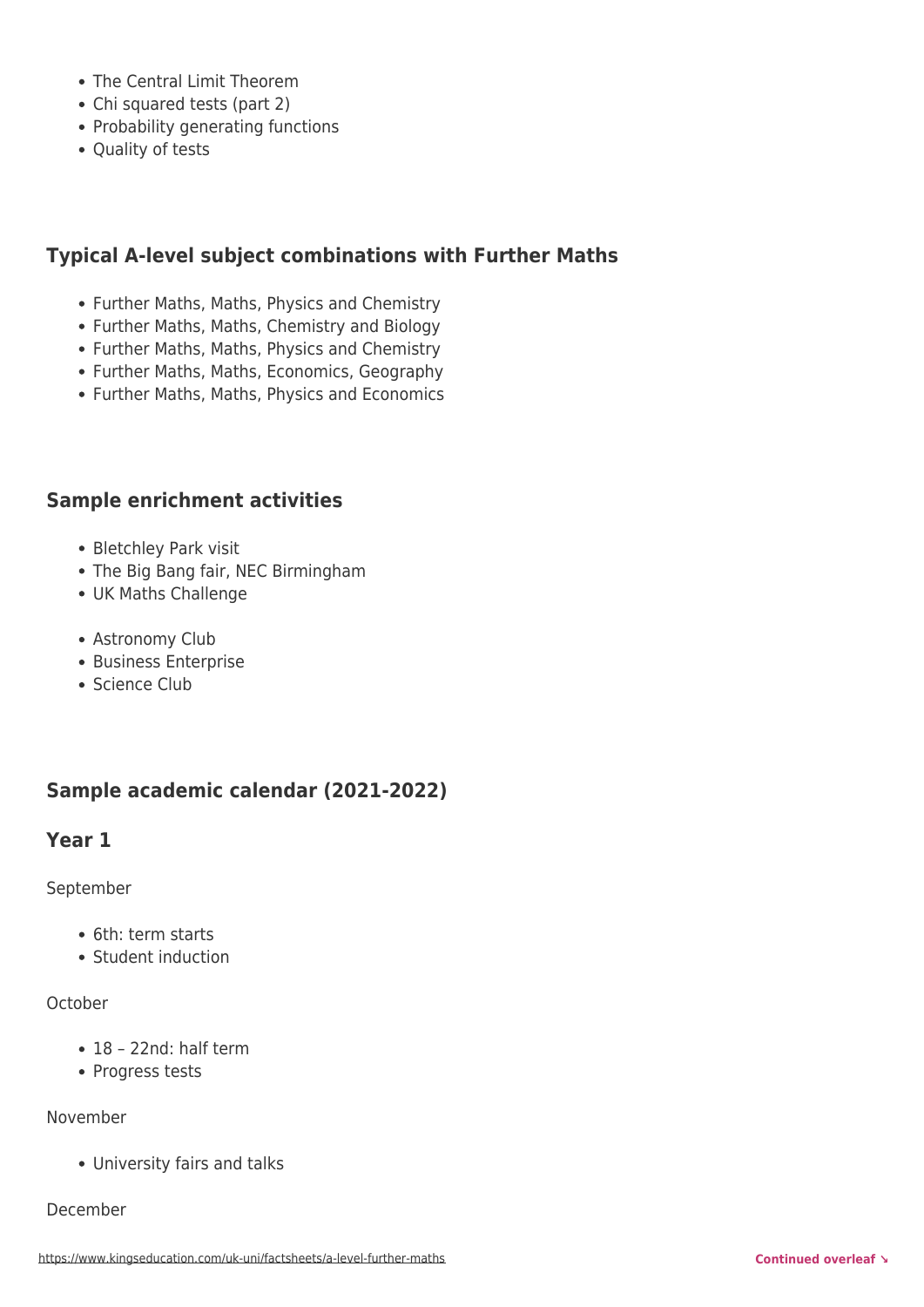- The Central Limit Theorem
- Chi squared tests (part 2)
- Probability generating functions
- Quality of tests

## Typical A-level subject combinations with Further Maths

- Further Maths, Maths, Physics and Chemistry
- Further Maths, Maths, Chemistry and Biology
- Further Maths, Maths, Physics and Chemistry
- Further Maths, Maths, Economics, Geography
- Further Maths, Maths, Physics and Economics

## Sample enrichment activities

- Bletchley Park visit
- The Big Bang fair, NEC Birmingham
- UK Maths Challenge

- Astronomy Club
- Business Enterprise
- Science Club

## Sample academic calendar (2021-2022)

## Year 1

September

- 6th: term starts
- Student induction

October

- 18 – 22nd: half term
- Progress tests

November

- University fairs and talks

December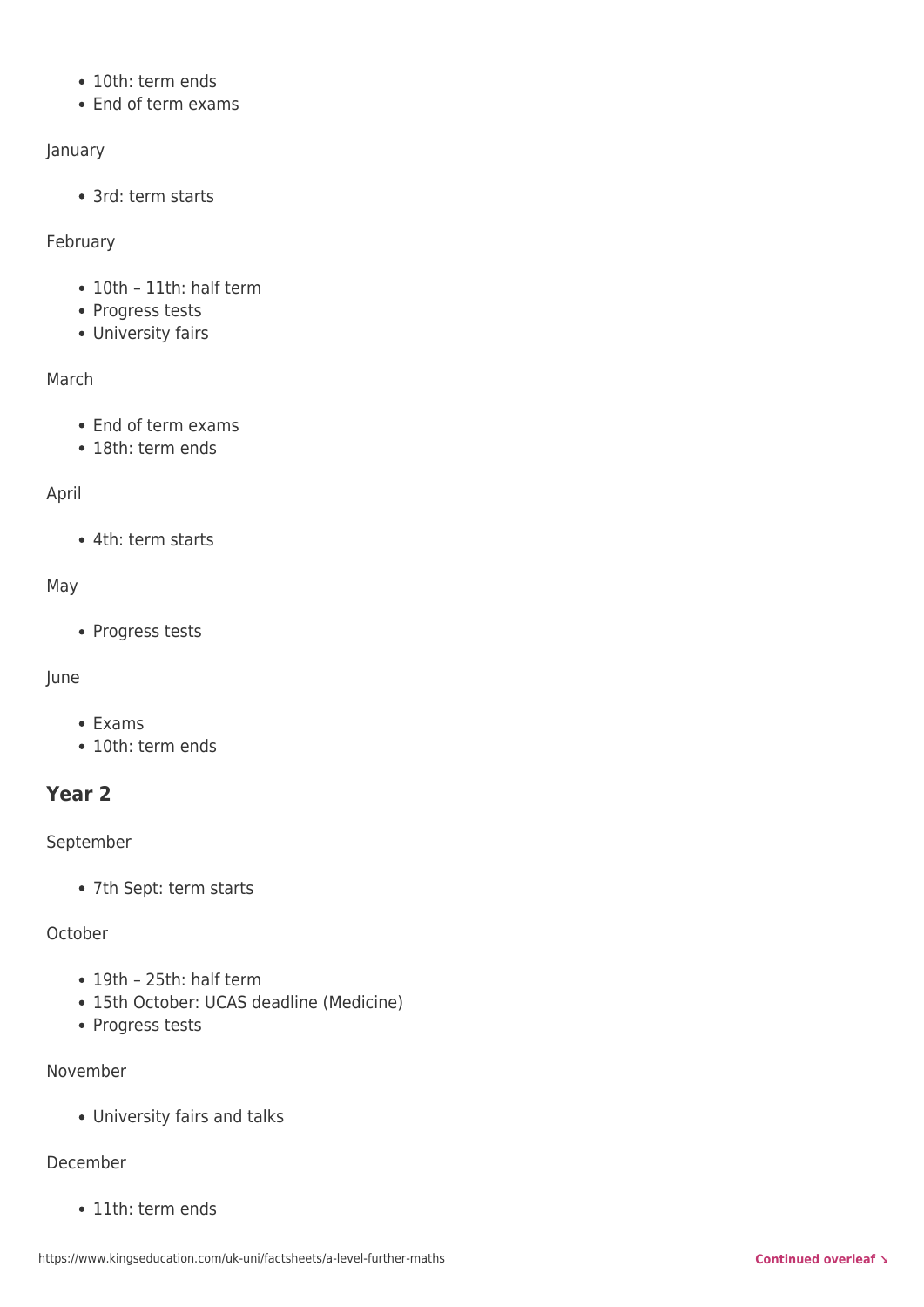- 10th: term ends
- End of term exams

January

- 3rd: term starts

February

- 10th – 11th: half term
- Progress tests
- University fairs

March

- End of term exams
- 18th: term ends

April

- 4th: term starts

May

- Progress tests

June

- Exams
- 10th: term ends

## Year 2

September

- 7th Sept: term starts

October

- 19th – 25th: half term
- 15th October: UCAS deadline (Medicine)
- Progress tests

November

- University fairs and talks

December

- 11th: term ends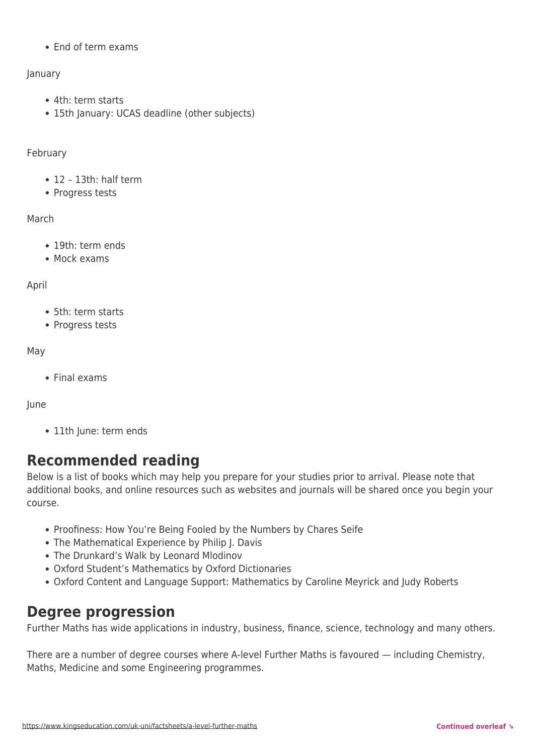- End of term exams

January

- 4th: term starts
- 15th January: UCAS deadline (other subjects)

February

- 12 – 13th: half term
- Progress tests

March

- 19th: term ends
- Mock exams

April

- 5th: term starts
- Progress tests

May

- Final exams

June

- 11th June: term ends

## Recommended reading

Below is a list of books which may help you prepare for your studies prior to arrival. Please note that additional books, and online resources such as websites and journals will be shared once you begin your course.

- Proofiness: How You're Being Fooled by the Numbers by Chares Seife
- The Mathematical Experience by Philip J. Davis
- The Drunkard's Walk by Leonard Mlodinov
- Oxford Student's Mathematics by Oxford Dictionaries
- Oxford Content and Language Support: Mathematics by Caroline Meyrick and Judy Roberts

## Degree progression

Further Maths has wide applications in industry, business, finance, science, technology and many others.

There are a number of degree courses where A-level Further Maths is favoured — including Chemistry, Maths, Medicine and some Engineering programmes.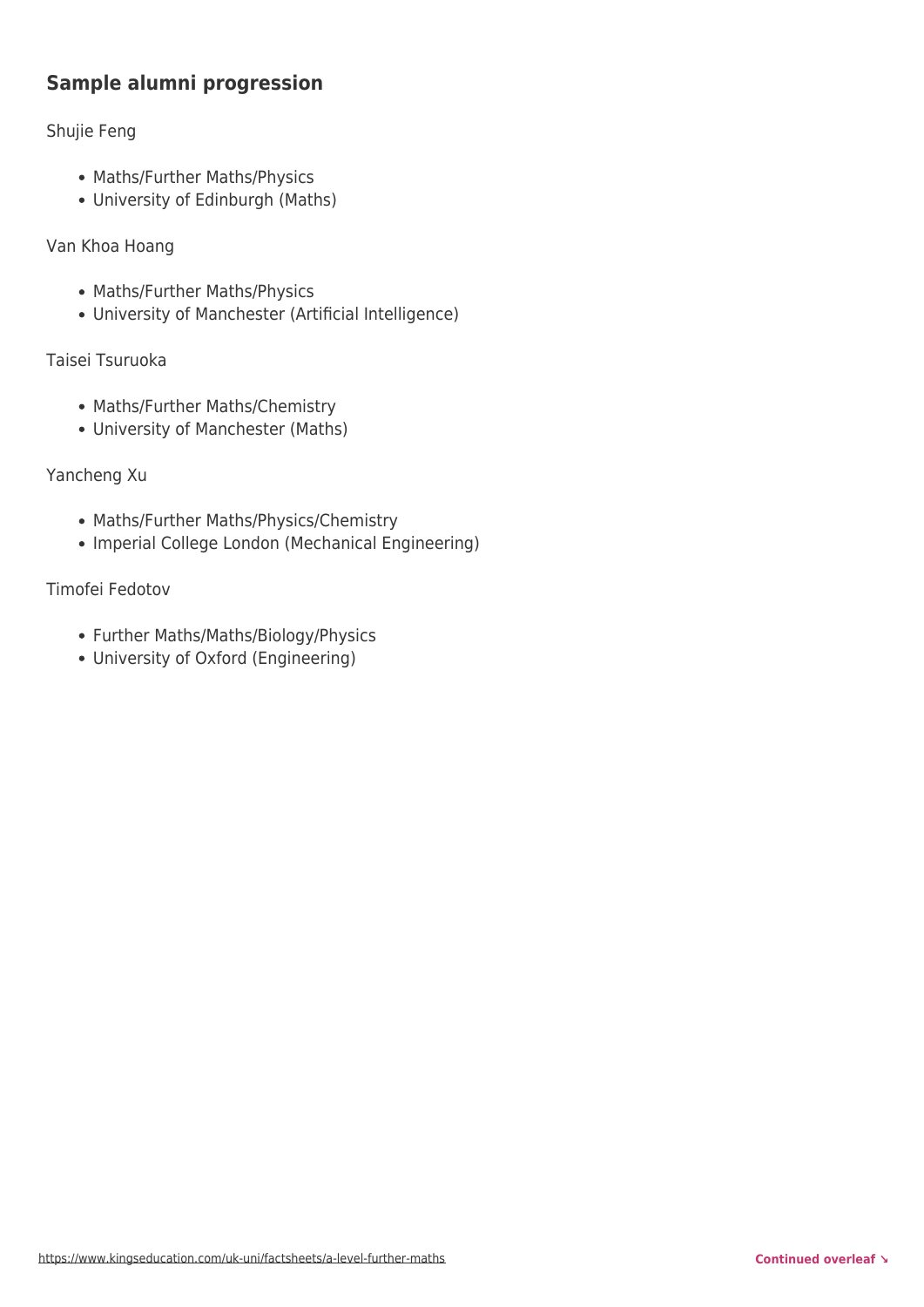## Sample alumni progression

Shujie Feng

- Maths/Further Maths/Physics
- University of Edinburgh (Maths)

Van Khoa Hoang

- Maths/Further Maths/Physics
- University of Manchester (Artificial Intelligence)

Taisei Tsuruoka

- Maths/Further Maths/Chemistry
- University of Manchester (Maths)

Yancheng Xu

- Maths/Further Maths/Physics/Chemistry
- Imperial College London (Mechanical Engineering)

Timofei Fedotov

- Further Maths/Maths/Biology/Physics
- University of Oxford (Engineering)